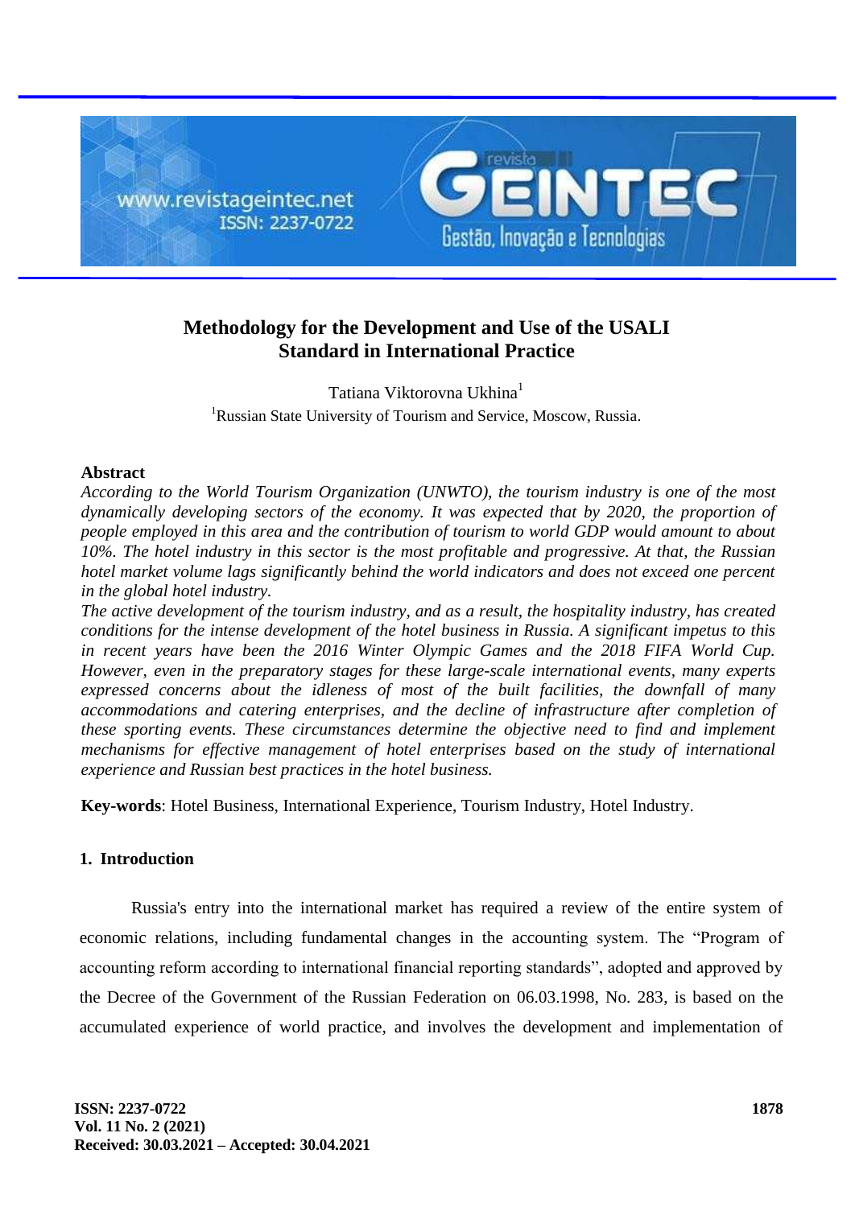# Methodology for the Development and Use of the USALI Standard in International Practice

Tatiana Viktorovna Ukhina[1]

[1]Russian State University of Tourism and Service, Moscow, Russia.

## Abstract

*According to the World Tourism Organization (UNWTO), the tourism industry is one of the most dynamically developing sectors of the economy. It was expected that by 2020, the proportion of people employed in this area and the contribution of tourism to world GDP would amount to about 10%. The hotel industry in this sector is the most profitable and progressive. At that, the Russian hotel market volume lags significantly behind the world indicators and does not exceed one percent in the global hotel industry.*

*The active development of the tourism industry, and as a result, the hospitality industry, has created conditions for the intense development of the hotel business in Russia. A significant impetus to this in recent years have been the 2016 Winter Olympic Games and the 2018 FIFA World Cup. However, even in the preparatory stages for these large-scale international events, many experts expressed concerns about the idleness of most of the built facilities, the downfall of many accommodations and catering enterprises, and the decline of infrastructure after completion of these sporting events. These circumstances determine the objective need to find and implement mechanisms for effective management of hotel enterprises based on the study of international experience and Russian best practices in the hotel business.*

**Key-words**: Hotel Business, International Experience, Tourism Industry, Hotel Industry.

## 1. Introduction

Russia's entry into the international market has required a review of the entire system of economic relations, including fundamental changes in the accounting system. The "Program of accounting reform according to international financial reporting standards", adopted and approved by the Decree of the Government of the Russian Federation on 06.03.1998, No. 283, is based on the accumulated experience of world practice, and involves the development and implementation of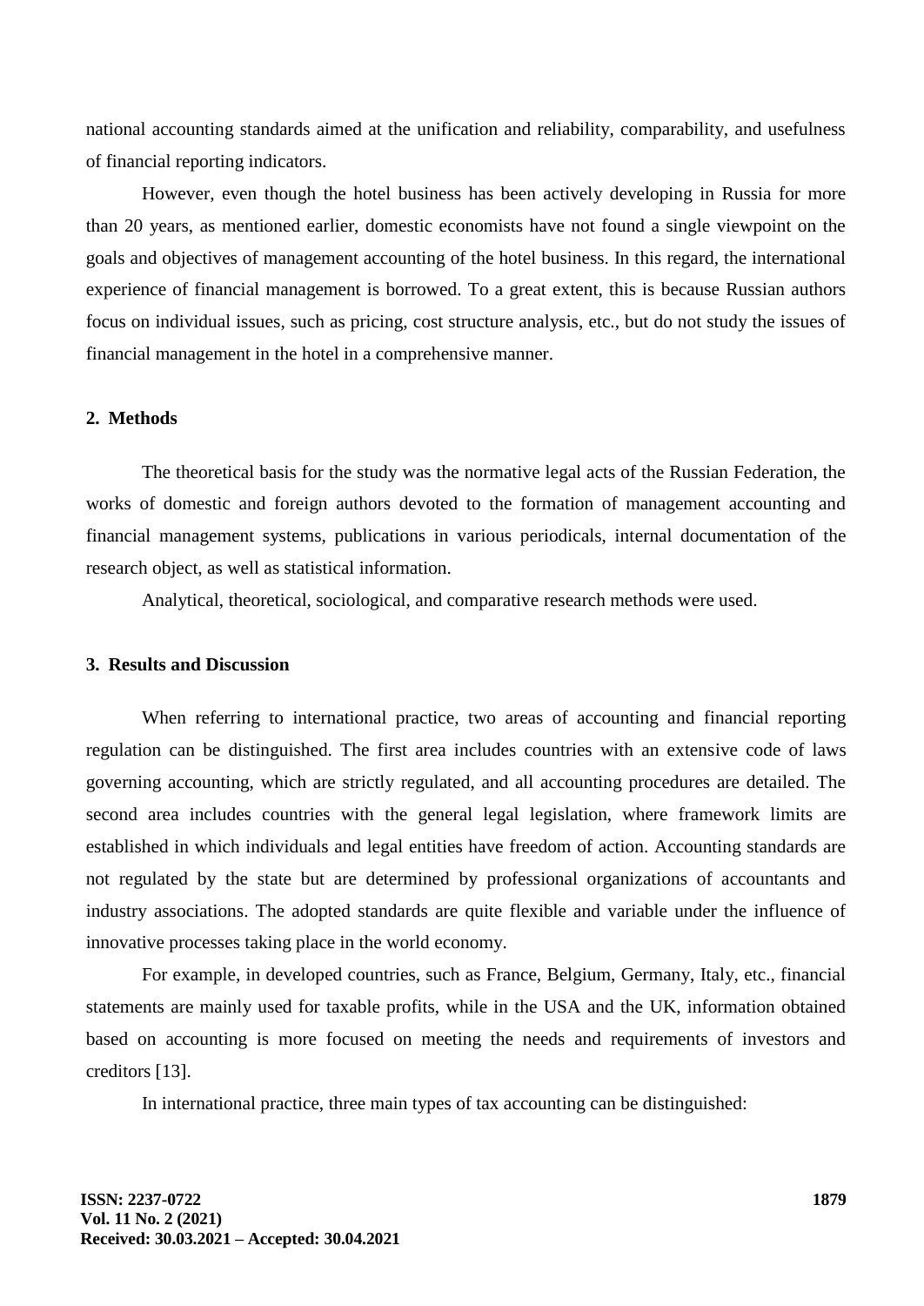national accounting standards aimed at the unification and reliability, comparability, and usefulness of financial reporting indicators.

However, even though the hotel business has been actively developing in Russia for more than 20 years, as mentioned earlier, domestic economists have not found a single viewpoint on the goals and objectives of management accounting of the hotel business. In this regard, the international experience of financial management is borrowed. To a great extent, this is because Russian authors focus on individual issues, such as pricing, cost structure analysis, etc., but do not study the issues of financial management in the hotel in a comprehensive manner.

## 2. Methods

The theoretical basis for the study was the normative legal acts of the Russian Federation, the works of domestic and foreign authors devoted to the formation of management accounting and financial management systems, publications in various periodicals, internal documentation of the research object, as well as statistical information.

Analytical, theoretical, sociological, and comparative research methods were used.

## 3. Results and Discussion

When referring to international practice, two areas of accounting and financial reporting regulation can be distinguished. The first area includes countries with an extensive code of laws governing accounting, which are strictly regulated, and all accounting procedures are detailed. The second area includes countries with the general legal legislation, where framework limits are established in which individuals and legal entities have freedom of action. Accounting standards are not regulated by the state but are determined by professional organizations of accountants and industry associations. The adopted standards are quite flexible and variable under the influence of innovative processes taking place in the world economy.

For example, in developed countries, such as France, Belgium, Germany, Italy, etc., financial statements are mainly used for taxable profits, while in the USA and the UK, information obtained based on accounting is more focused on meeting the needs and requirements of investors and creditors [13].

In international practice, three main types of tax accounting can be distinguished: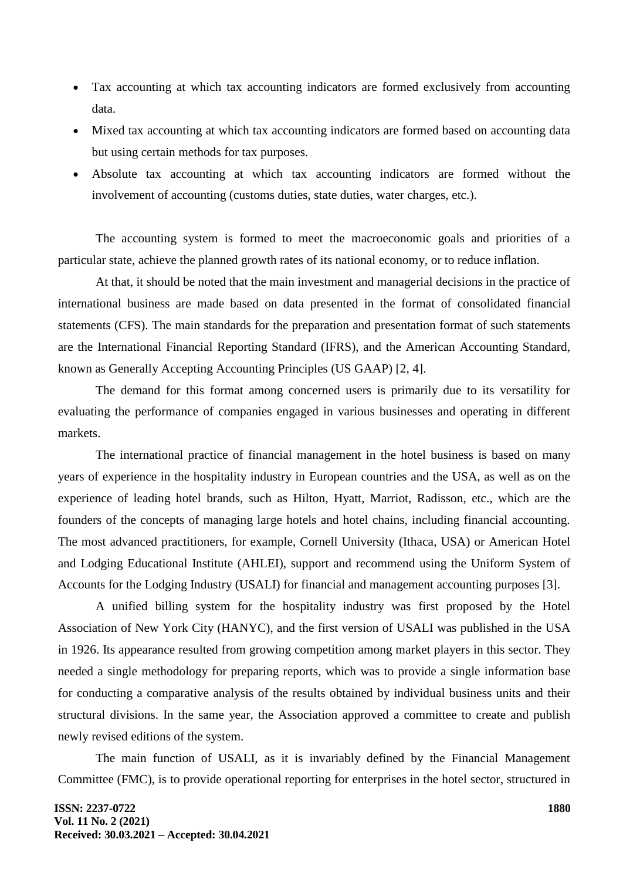- Tax accounting at which tax accounting indicators are formed exclusively from accounting data.
- Mixed tax accounting at which tax accounting indicators are formed based on accounting data but using certain methods for tax purposes.
- Absolute tax accounting at which tax accounting indicators are formed without the involvement of accounting (customs duties, state duties, water charges, etc.).

The accounting system is formed to meet the macroeconomic goals and priorities of a particular state, achieve the planned growth rates of its national economy, or to reduce inflation.

At that, it should be noted that the main investment and managerial decisions in the practice of international business are made based on data presented in the format of consolidated financial statements (CFS). The main standards for the preparation and presentation format of such statements are the International Financial Reporting Standard (IFRS), and the American Accounting Standard, known as Generally Accepting Accounting Principles (US GAAP) [2, 4].

The demand for this format among concerned users is primarily due to its versatility for evaluating the performance of companies engaged in various businesses and operating in different markets.

The international practice of financial management in the hotel business is based on many years of experience in the hospitality industry in European countries and the USA, as well as on the experience of leading hotel brands, such as Hilton, Hyatt, Marriot, Radisson, etc., which are the founders of the concepts of managing large hotels and hotel chains, including financial accounting. The most advanced practitioners, for example, Cornell University (Ithaca, USA) or American Hotel and Lodging Educational Institute (AHLEI), support and recommend using the Uniform System of Accounts for the Lodging Industry (USALI) for financial and management accounting purposes [3].

A unified billing system for the hospitality industry was first proposed by the Hotel Association of New York City (HANYC), and the first version of USALI was published in the USA in 1926. Its appearance resulted from growing competition among market players in this sector. They needed a single methodology for preparing reports, which was to provide a single information base for conducting a comparative analysis of the results obtained by individual business units and their structural divisions. In the same year, the Association approved a committee to create and publish newly revised editions of the system.

The main function of USALI, as it is invariably defined by the Financial Management Committee (FMC), is to provide operational reporting for enterprises in the hotel sector, structured in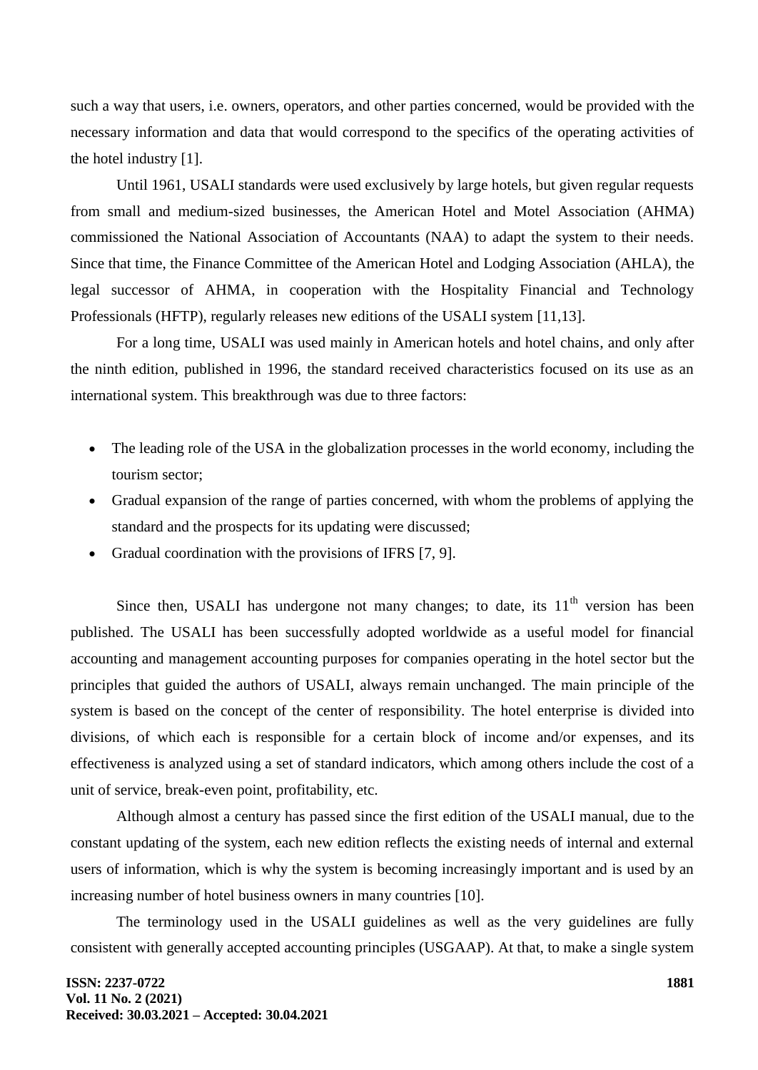such a way that users, i.e. owners, operators, and other parties concerned, would be provided with the necessary information and data that would correspond to the specifics of the operating activities of the hotel industry [1].

Until 1961, USALI standards were used exclusively by large hotels, but given regular requests from small and medium-sized businesses, the American Hotel and Motel Association (AHMA) commissioned the National Association of Accountants (NAA) to adapt the system to their needs. Since that time, the Finance Committee of the American Hotel and Lodging Association (AHLA), the legal successor of AHMA, in cooperation with the Hospitality Financial and Technology Professionals (HFTP), regularly releases new editions of the USALI system [11,13].

For a long time, USALI was used mainly in American hotels and hotel chains, and only after the ninth edition, published in 1996, the standard received characteristics focused on its use as an international system. This breakthrough was due to three factors:

- The leading role of the USA in the globalization processes in the world economy, including the tourism sector;
- Gradual expansion of the range of parties concerned, with whom the problems of applying the standard and the prospects for its updating were discussed;
- Gradual coordination with the provisions of IFRS [7, 9].

Since then, USALI has undergone not many changes; to date, its 11th version has been published. The USALI has been successfully adopted worldwide as a useful model for financial accounting and management accounting purposes for companies operating in the hotel sector but the principles that guided the authors of USALI, always remain unchanged. The main principle of the system is based on the concept of the center of responsibility. The hotel enterprise is divided into divisions, of which each is responsible for a certain block of income and/or expenses, and its effectiveness is analyzed using a set of standard indicators, which among others include the cost of a unit of service, break-even point, profitability, etc.

Although almost a century has passed since the first edition of the USALI manual, due to the constant updating of the system, each new edition reflects the existing needs of internal and external users of information, which is why the system is becoming increasingly important and is used by an increasing number of hotel business owners in many countries [10].

The terminology used in the USALI guidelines as well as the very guidelines are fully consistent with generally accepted accounting principles (USGAAP). At that, to make a single system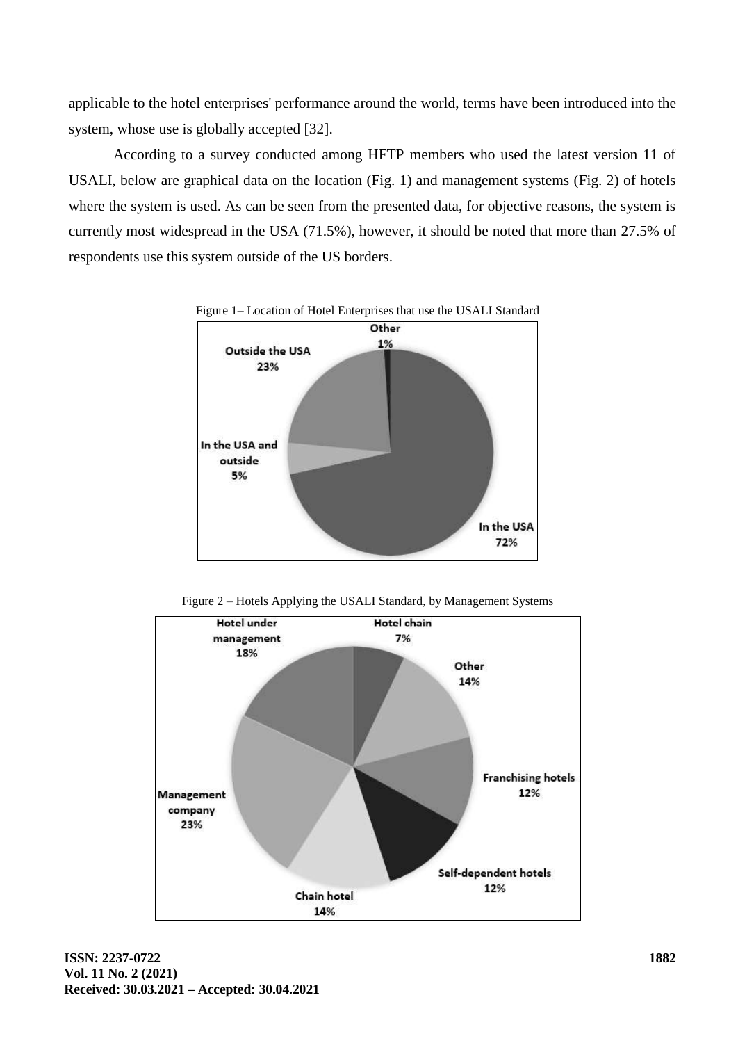applicable to the hotel enterprises' performance around the world, terms have been introduced into the system, whose use is globally accepted [32].

According to a survey conducted among HFTP members who used the latest version 11 of USALI, below are graphical data on the location (Fig. 1) and management systems (Fig. 2) of hotels where the system is used. As can be seen from the presented data, for objective reasons, the system is currently most widespread in the USA (71.5%), however, it should be noted that more than 27.5% of respondents use this system outside of the US borders.

Figure 1– Location of Hotel Enterprises that use the USALI Standard

Figure 2 – Hotels Applying the USALI Standard, by Management Systems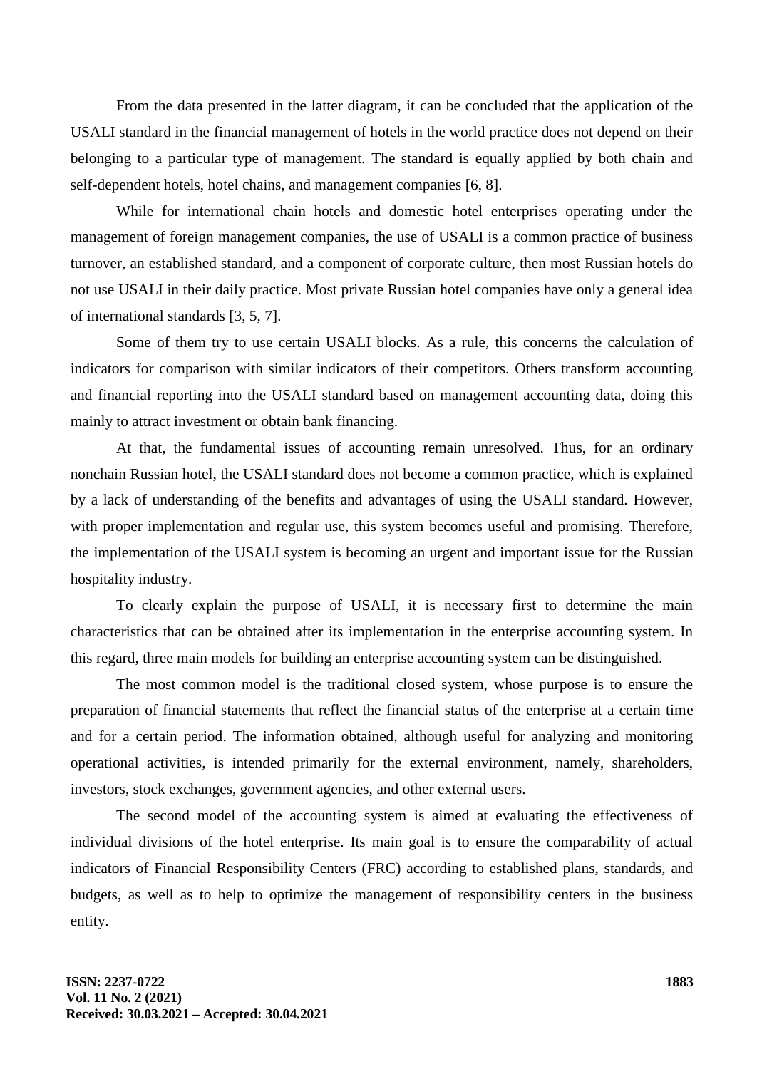From the data presented in the latter diagram, it can be concluded that the application of the USALI standard in the financial management of hotels in the world practice does not depend on their belonging to a particular type of management. The standard is equally applied by both chain and self-dependent hotels, hotel chains, and management companies [6, 8].

While for international chain hotels and domestic hotel enterprises operating under the management of foreign management companies, the use of USALI is a common practice of business turnover, an established standard, and a component of corporate culture, then most Russian hotels do not use USALI in their daily practice. Most private Russian hotel companies have only a general idea of international standards [3, 5, 7].

Some of them try to use certain USALI blocks. As a rule, this concerns the calculation of indicators for comparison with similar indicators of their competitors. Others transform accounting and financial reporting into the USALI standard based on management accounting data, doing this mainly to attract investment or obtain bank financing.

At that, the fundamental issues of accounting remain unresolved. Thus, for an ordinary nonchain Russian hotel, the USALI standard does not become a common practice, which is explained by a lack of understanding of the benefits and advantages of using the USALI standard. However, with proper implementation and regular use, this system becomes useful and promising. Therefore, the implementation of the USALI system is becoming an urgent and important issue for the Russian hospitality industry.

To clearly explain the purpose of USALI, it is necessary first to determine the main characteristics that can be obtained after its implementation in the enterprise accounting system. In this regard, three main models for building an enterprise accounting system can be distinguished.

The most common model is the traditional closed system, whose purpose is to ensure the preparation of financial statements that reflect the financial status of the enterprise at a certain time and for a certain period. The information obtained, although useful for analyzing and monitoring operational activities, is intended primarily for the external environment, namely, shareholders, investors, stock exchanges, government agencies, and other external users.

The second model of the accounting system is aimed at evaluating the effectiveness of individual divisions of the hotel enterprise. Its main goal is to ensure the comparability of actual indicators of Financial Responsibility Centers (FRC) according to established plans, standards, and budgets, as well as to help to optimize the management of responsibility centers in the business entity.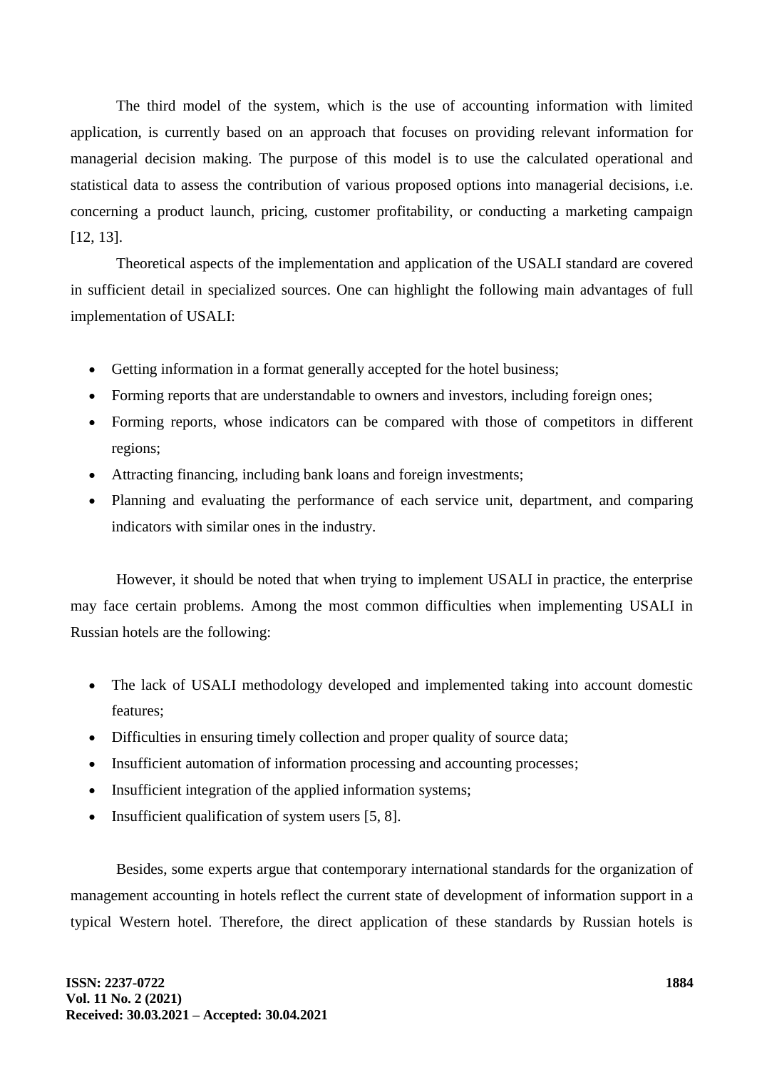The third model of the system, which is the use of accounting information with limited application, is currently based on an approach that focuses on providing relevant information for managerial decision making. The purpose of this model is to use the calculated operational and statistical data to assess the contribution of various proposed options into managerial decisions, i.e. concerning a product launch, pricing, customer profitability, or conducting a marketing campaign [12, 13].

Theoretical aspects of the implementation and application of the USALI standard are covered in sufficient detail in specialized sources. One can highlight the following main advantages of full implementation of USALI:

- Getting information in a format generally accepted for the hotel business;
- Forming reports that are understandable to owners and investors, including foreign ones;
- Forming reports, whose indicators can be compared with those of competitors in different regions;
- Attracting financing, including bank loans and foreign investments;
- Planning and evaluating the performance of each service unit, department, and comparing indicators with similar ones in the industry.

However, it should be noted that when trying to implement USALI in practice, the enterprise may face certain problems. Among the most common difficulties when implementing USALI in Russian hotels are the following:

- The lack of USALI methodology developed and implemented taking into account domestic features;
- Difficulties in ensuring timely collection and proper quality of source data;
- Insufficient automation of information processing and accounting processes;
- Insufficient integration of the applied information systems;
- Insufficient qualification of system users [5, 8].

Besides, some experts argue that contemporary international standards for the organization of management accounting in hotels reflect the current state of development of information support in a typical Western hotel. Therefore, the direct application of these standards by Russian hotels is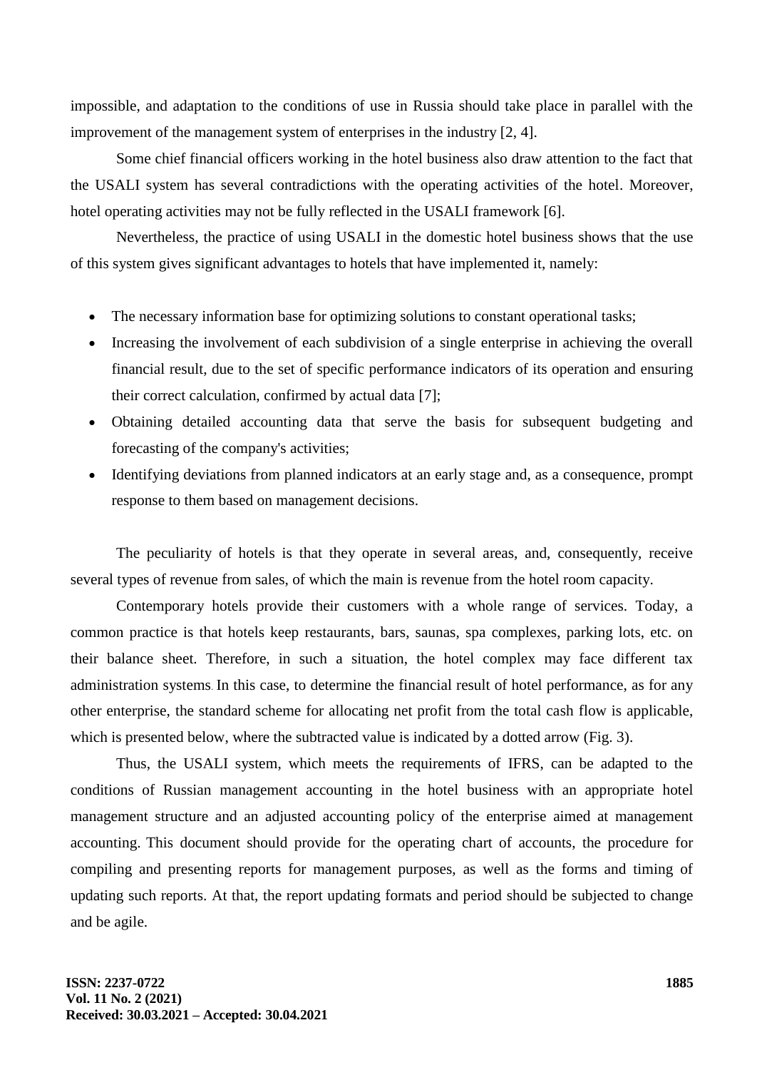impossible, and adaptation to the conditions of use in Russia should take place in parallel with the improvement of the management system of enterprises in the industry [2, 4].

Some chief financial officers working in the hotel business also draw attention to the fact that the USALI system has several contradictions with the operating activities of the hotel. Moreover, hotel operating activities may not be fully reflected in the USALI framework [6].

Nevertheless, the practice of using USALI in the domestic hotel business shows that the use of this system gives significant advantages to hotels that have implemented it, namely:

- The necessary information base for optimizing solutions to constant operational tasks;
- Increasing the involvement of each subdivision of a single enterprise in achieving the overall financial result, due to the set of specific performance indicators of its operation and ensuring their correct calculation, confirmed by actual data [7];
- Obtaining detailed accounting data that serve the basis for subsequent budgeting and forecasting of the company's activities;
- Identifying deviations from planned indicators at an early stage and, as a consequence, prompt response to them based on management decisions.

The peculiarity of hotels is that they operate in several areas, and, consequently, receive several types of revenue from sales, of which the main is revenue from the hotel room capacity.

Contemporary hotels provide their customers with a whole range of services. Today, a common practice is that hotels keep restaurants, bars, saunas, spa complexes, parking lots, etc. on their balance sheet. Therefore, in such a situation, the hotel complex may face different tax administration systems. In this case, to determine the financial result of hotel performance, as for any other enterprise, the standard scheme for allocating net profit from the total cash flow is applicable, which is presented below, where the subtracted value is indicated by a dotted arrow (Fig. 3).

Thus, the USALI system, which meets the requirements of IFRS, can be adapted to the conditions of Russian management accounting in the hotel business with an appropriate hotel management structure and an adjusted accounting policy of the enterprise aimed at management accounting. This document should provide for the operating chart of accounts, the procedure for compiling and presenting reports for management purposes, as well as the forms and timing of updating such reports. At that, the report updating formats and period should be subjected to change and be agile.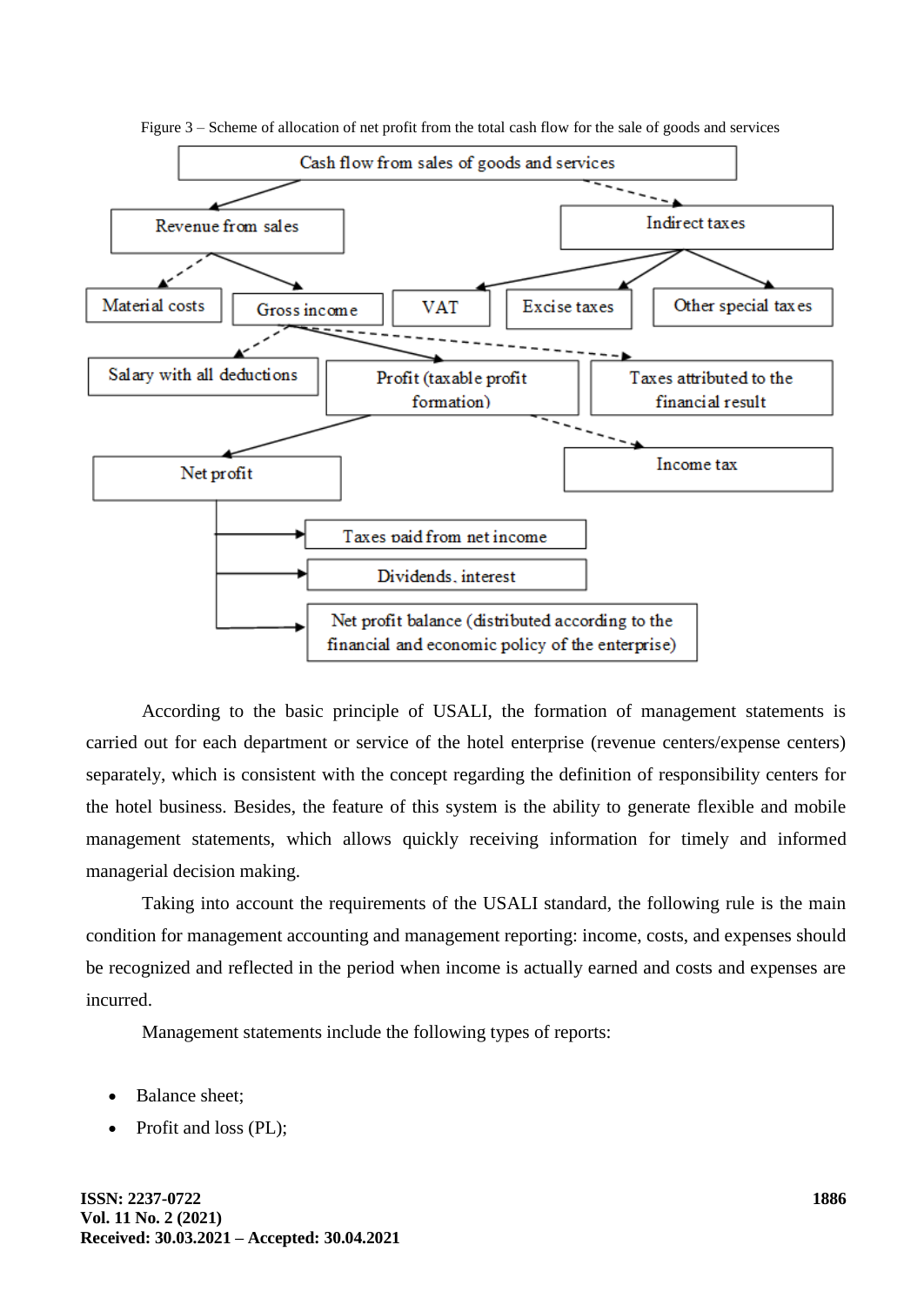Figure 3 – Scheme of allocation of net profit from the total cash flow for the sale of goods and services

Cash flow from sales of goods and services

Revenue from sales

Indirect taxes

Material costs

Gross income

VAT

Excise taxes

Other special taxes

Salary with all deductions

Profit (taxable profit formation)

Taxes attributed to the financial result

Net profit

Income tax

Taxes paid from net income

Dividends, interest

Net profit balance (distributed according to the financial and economic policy of the enterprise)

According to the basic principle of USALI, the formation of management statements is carried out for each department or service of the hotel enterprise (revenue centers/expense centers) separately, which is consistent with the concept regarding the definition of responsibility centers for the hotel business. Besides, the feature of this system is the ability to generate flexible and mobile management statements, which allows quickly receiving information for timely and informed managerial decision making.

Taking into account the requirements of the USALI standard, the following rule is the main condition for management accounting and management reporting: income, costs, and expenses should be recognized and reflected in the period when income is actually earned and costs and expenses are incurred.

Management statements include the following types of reports:

- Balance sheet;
- Profit and loss (PL);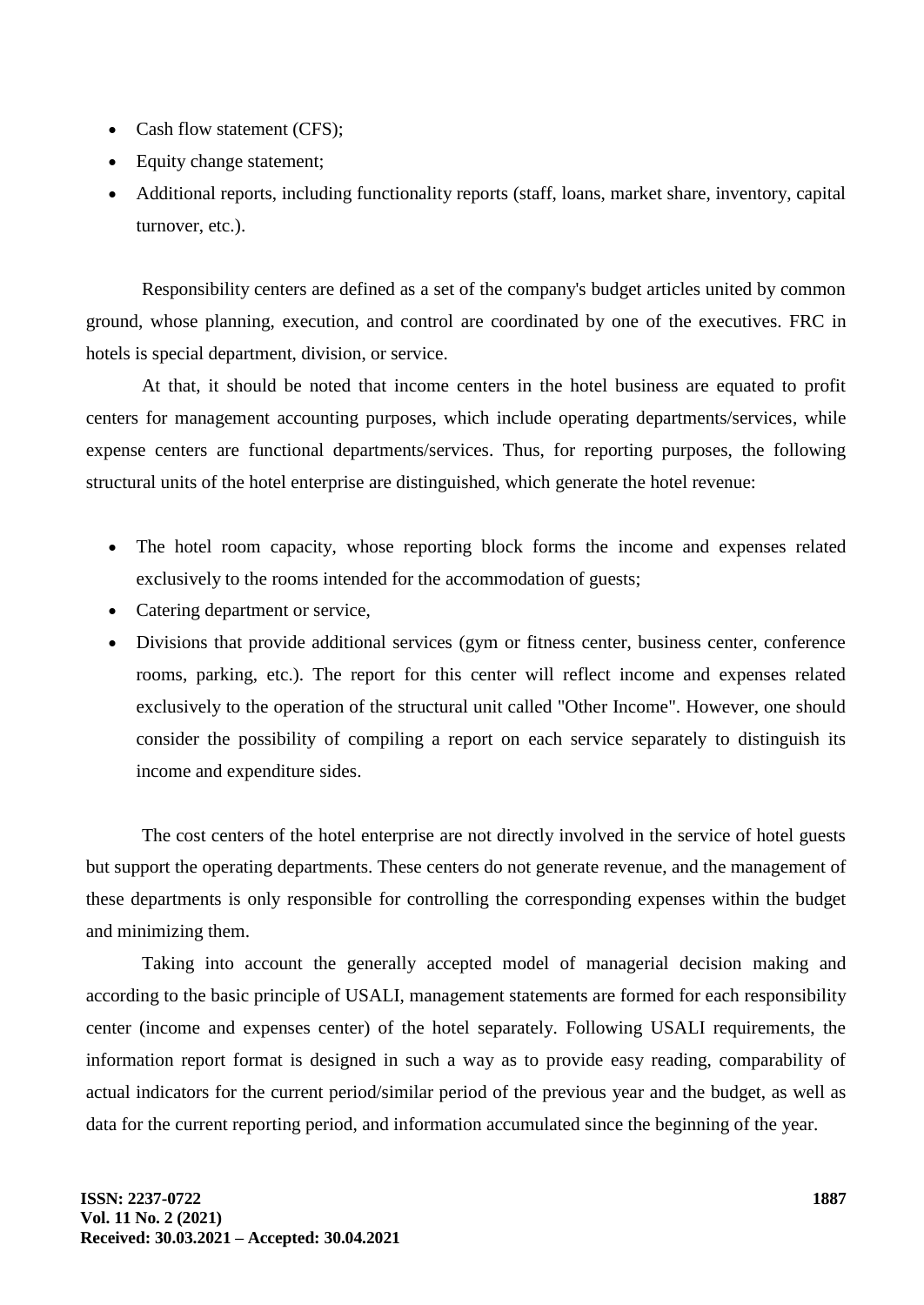- Cash flow statement (CFS);
- Equity change statement;
- Additional reports, including functionality reports (staff, loans, market share, inventory, capital turnover, etc.).

Responsibility centers are defined as a set of the company's budget articles united by common ground, whose planning, execution, and control are coordinated by one of the executives. FRC in hotels is special department, division, or service.

At that, it should be noted that income centers in the hotel business are equated to profit centers for management accounting purposes, which include operating departments/services, while expense centers are functional departments/services. Thus, for reporting purposes, the following structural units of the hotel enterprise are distinguished, which generate the hotel revenue:

- The hotel room capacity, whose reporting block forms the income and expenses related exclusively to the rooms intended for the accommodation of guests;
- Catering department or service,
- Divisions that provide additional services (gym or fitness center, business center, conference rooms, parking, etc.). The report for this center will reflect income and expenses related exclusively to the operation of the structural unit called "Other Income". However, one should consider the possibility of compiling a report on each service separately to distinguish its income and expenditure sides.

The cost centers of the hotel enterprise are not directly involved in the service of hotel guests but support the operating departments. These centers do not generate revenue, and the management of these departments is only responsible for controlling the corresponding expenses within the budget and minimizing them.

Taking into account the generally accepted model of managerial decision making and according to the basic principle of USALI, management statements are formed for each responsibility center (income and expenses center) of the hotel separately. Following USALI requirements, the information report format is designed in such a way as to provide easy reading, comparability of actual indicators for the current period/similar period of the previous year and the budget, as well as data for the current reporting period, and information accumulated since the beginning of the year.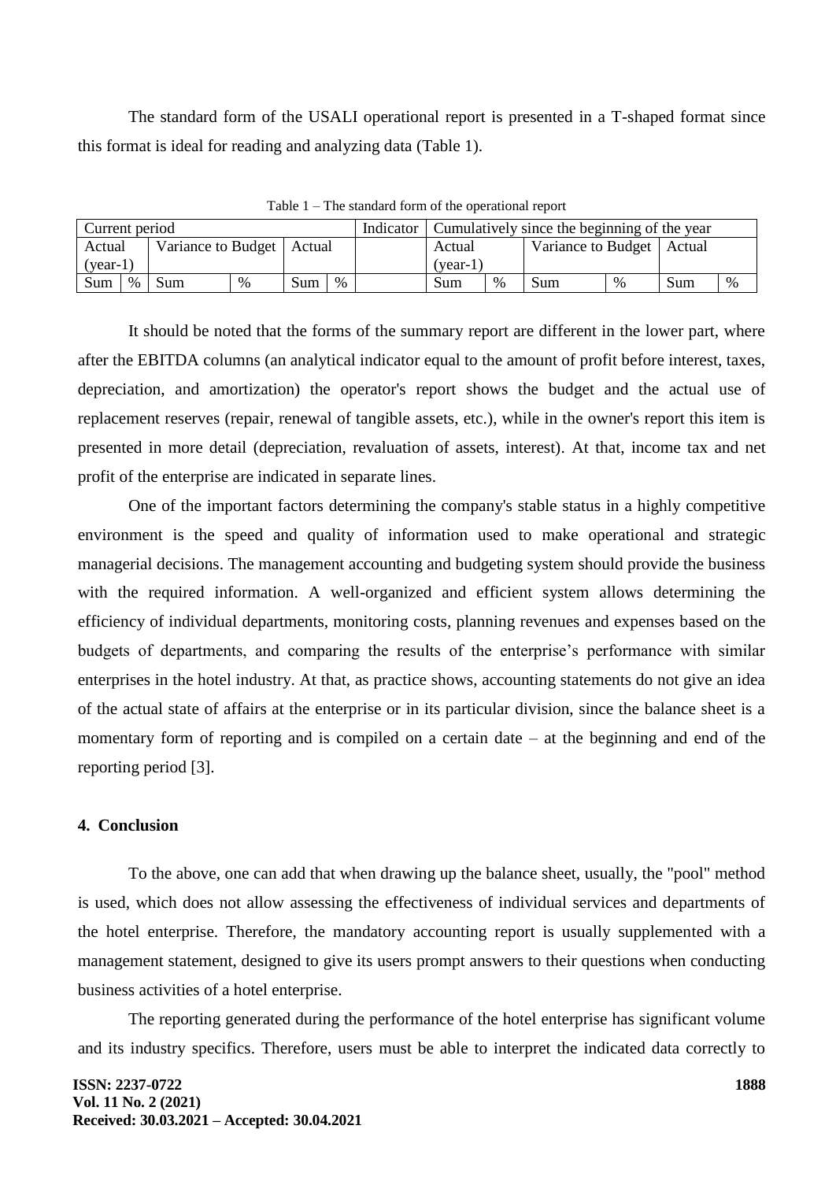The standard form of the USALI operational report is presented in a T-shaped format since this format is ideal for reading and analyzing data (Table 1).

Table 1 – The standard form of the operational report

| Current period | | | | | | Indicator | Cumulatively since the beginning of the year | | | | | |
|---|---|---|---|---|---|---|---|---|---|---|---|---|
| Actual (year-1) | | Variance to Budget | | Actual | | | Actual (year-1) | | Variance to Budget | | Actual | |
| Sum | % | Sum | % | Sum | % | | Sum | % | Sum | % | Sum | % |

It should be noted that the forms of the summary report are different in the lower part, where after the EBITDA columns (an analytical indicator equal to the amount of profit before interest, taxes, depreciation, and amortization) the operator's report shows the budget and the actual use of replacement reserves (repair, renewal of tangible assets, etc.), while in the owner's report this item is presented in more detail (depreciation, revaluation of assets, interest). At that, income tax and net profit of the enterprise are indicated in separate lines.

One of the important factors determining the company's stable status in a highly competitive environment is the speed and quality of information used to make operational and strategic managerial decisions. The management accounting and budgeting system should provide the business with the required information. A well-organized and efficient system allows determining the efficiency of individual departments, monitoring costs, planning revenues and expenses based on the budgets of departments, and comparing the results of the enterprise's performance with similar enterprises in the hotel industry. At that, as practice shows, accounting statements do not give an idea of the actual state of affairs at the enterprise or in its particular division, since the balance sheet is a momentary form of reporting and is compiled on a certain date – at the beginning and end of the reporting period [3].

## 4. Conclusion

To the above, one can add that when drawing up the balance sheet, usually, the "pool" method is used, which does not allow assessing the effectiveness of individual services and departments of the hotel enterprise. Therefore, the mandatory accounting report is usually supplemented with a management statement, designed to give its users prompt answers to their questions when conducting business activities of a hotel enterprise.

The reporting generated during the performance of the hotel enterprise has significant volume and its industry specifics. Therefore, users must be able to interpret the indicated data correctly to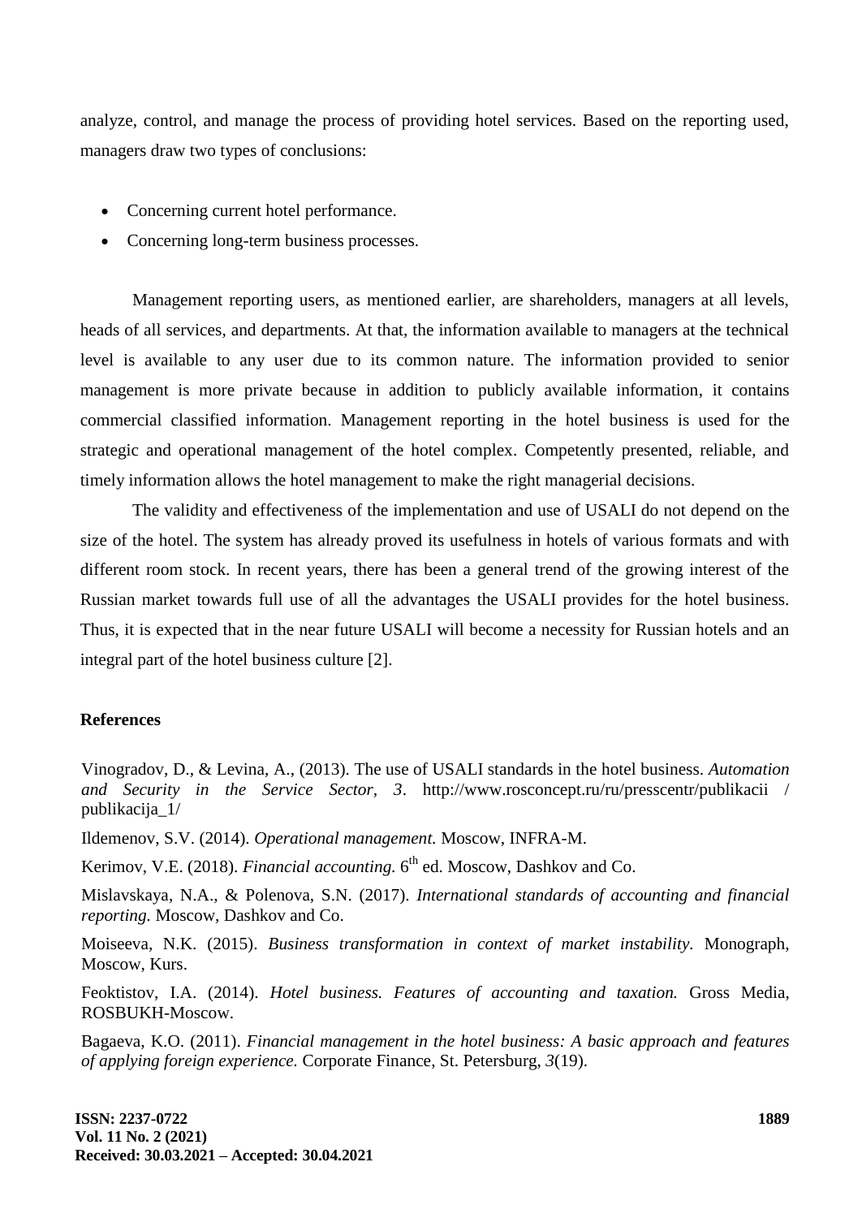analyze, control, and manage the process of providing hotel services. Based on the reporting used, managers draw two types of conclusions:

- Concerning current hotel performance.
- Concerning long-term business processes.

Management reporting users, as mentioned earlier, are shareholders, managers at all levels, heads of all services, and departments. At that, the information available to managers at the technical level is available to any user due to its common nature. The information provided to senior management is more private because in addition to publicly available information, it contains commercial classified information. Management reporting in the hotel business is used for the strategic and operational management of the hotel complex. Competently presented, reliable, and timely information allows the hotel management to make the right managerial decisions.

The validity and effectiveness of the implementation and use of USALI do not depend on the size of the hotel. The system has already proved its usefulness in hotels of various formats and with different room stock. In recent years, there has been a general trend of the growing interest of the Russian market towards full use of all the advantages the USALI provides for the hotel business. Thus, it is expected that in the near future USALI will become a necessity for Russian hotels and an integral part of the hotel business culture [2].

**References**

Vinogradov, D., & Levina, A., (2013). The use of USALI standards in the hotel business. *Automation and Security in the Service Sector*, *3*. http://www.rosconcept.ru/ru/presscentr/publikacii / publikacija_1/

Ildemenov, S.V. (2014). *Operational management.* Moscow, INFRA-M.

Kerimov, V.E. (2018). *Financial accounting.* 6th ed. Moscow, Dashkov and Co.

Mislavskaya, N.A., & Polenova, S.N. (2017). *International standards of accounting and financial reporting.* Moscow, Dashkov and Co.

Moiseeva, N.K. (2015). *Business transformation in context of market instability.* Monograph, Moscow, Kurs.

Feoktistov, I.A. (2014). *Hotel business. Features of accounting and taxation.* Gross Media, ROSBUKH-Moscow.

Bagaeva, K.O. (2011). *Financial management in the hotel business: A basic approach and features of applying foreign experience.* Corporate Finance, St. Petersburg, *3*(19).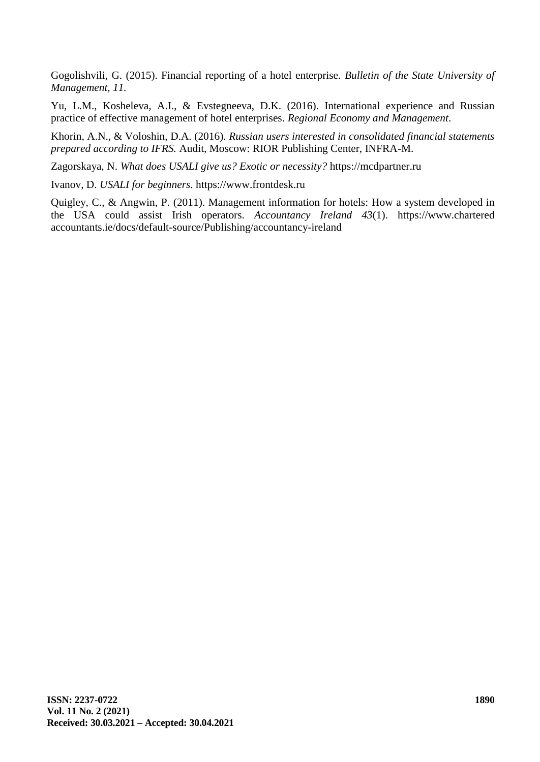Gogolishvili, G. (2015). Financial reporting of a hotel enterprise. *Bulletin of the State University of Management*, *11*.

Yu, L.M., Kosheleva, A.I., & Evstegneeva, D.K. (2016). International experience and Russian practice of effective management of hotel enterprises. *Regional Economy and Management*.

Khorin, A.N., & Voloshin, D.A. (2016). *Russian users interested in consolidated financial statements prepared according to IFRS.* Audit, Moscow: RIOR Publishing Center, INFRA-M.

Zagorskaya, N. *What does USALI give us? Exotic or necessity?* https://mcdpartner.ru

Ivanov, D. *USALI for beginners*. https://www.frontdesk.ru

Quigley, C., & Angwin, P. (2011). Management information for hotels: How a system developed in the USA could assist Irish operators. *Accountancy Ireland 43*(1). https://www.chartered accountants.ie/docs/default-source/Publishing/accountancy-ireland